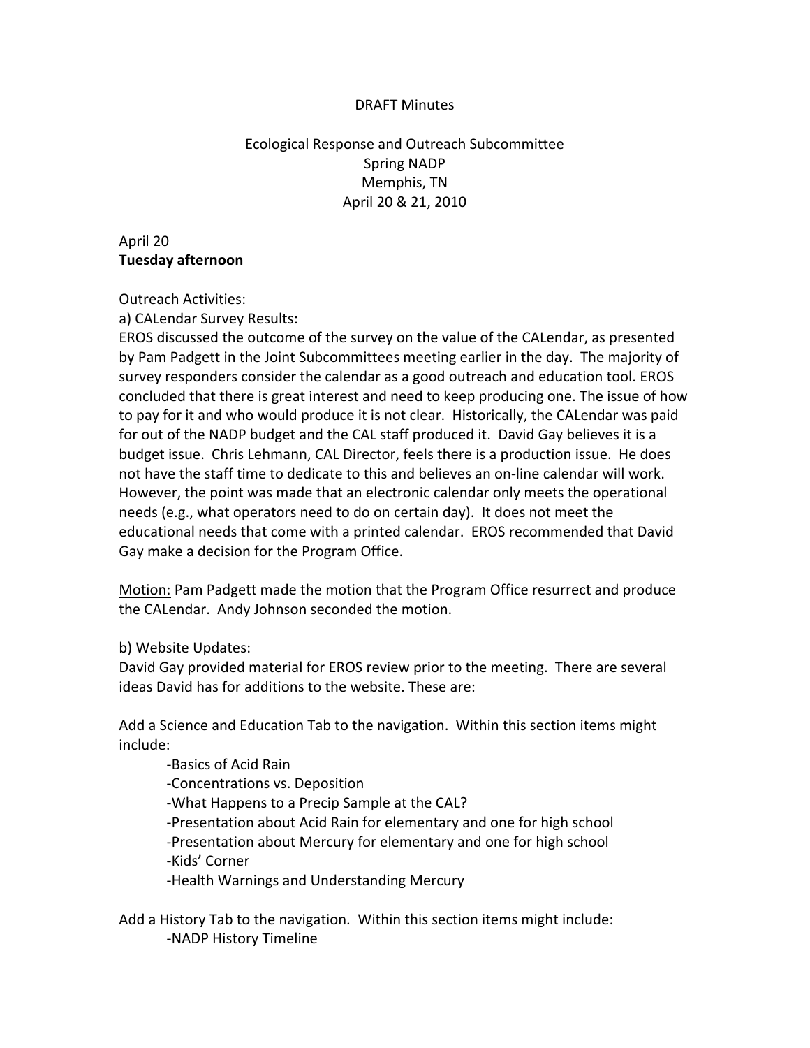DRAFT Minutes

Ecological Response and Outreach Subcommittee
Spring NADP
Memphis, TN
April 20 & 21, 2010

April 20
**Tuesday afternoon**

Outreach Activities:
a) CALendar Survey Results:
EROS discussed the outcome of the survey on the value of the CALendar, as presented by Pam Padgett in the Joint Subcommittees meeting earlier in the day. The majority of survey responders consider the calendar as a good outreach and education tool. EROS concluded that there is great interest and need to keep producing one. The issue of how to pay for it and who would produce it is not clear. Historically, the CALendar was paid for out of the NADP budget and the CAL staff produced it. David Gay believes it is a budget issue. Chris Lehmann, CAL Director, feels there is a production issue. He does not have the staff time to dedicate to this and believes an on-line calendar will work. However, the point was made that an electronic calendar only meets the operational needs (e.g., what operators need to do on certain day). It does not meet the educational needs that come with a printed calendar. EROS recommended that David Gay make a decision for the Program Office.

<u>Motion:</u> Pam Padgett made the motion that the Program Office resurrect and produce the CALendar. Andy Johnson seconded the motion.

b) Website Updates:
David Gay provided material for EROS review prior to the meeting. There are several ideas David has for additions to the website. These are:

Add a Science and Education Tab to the navigation. Within this section items might include:

- -Basics of Acid Rain
- -Concentrations vs. Deposition
- -What Happens to a Precip Sample at the CAL?
- -Presentation about Acid Rain for elementary and one for high school
- -Presentation about Mercury for elementary and one for high school
- -Kids' Corner
- -Health Warnings and Understanding Mercury

Add a History Tab to the navigation. Within this section items might include:

- -NADP History Timeline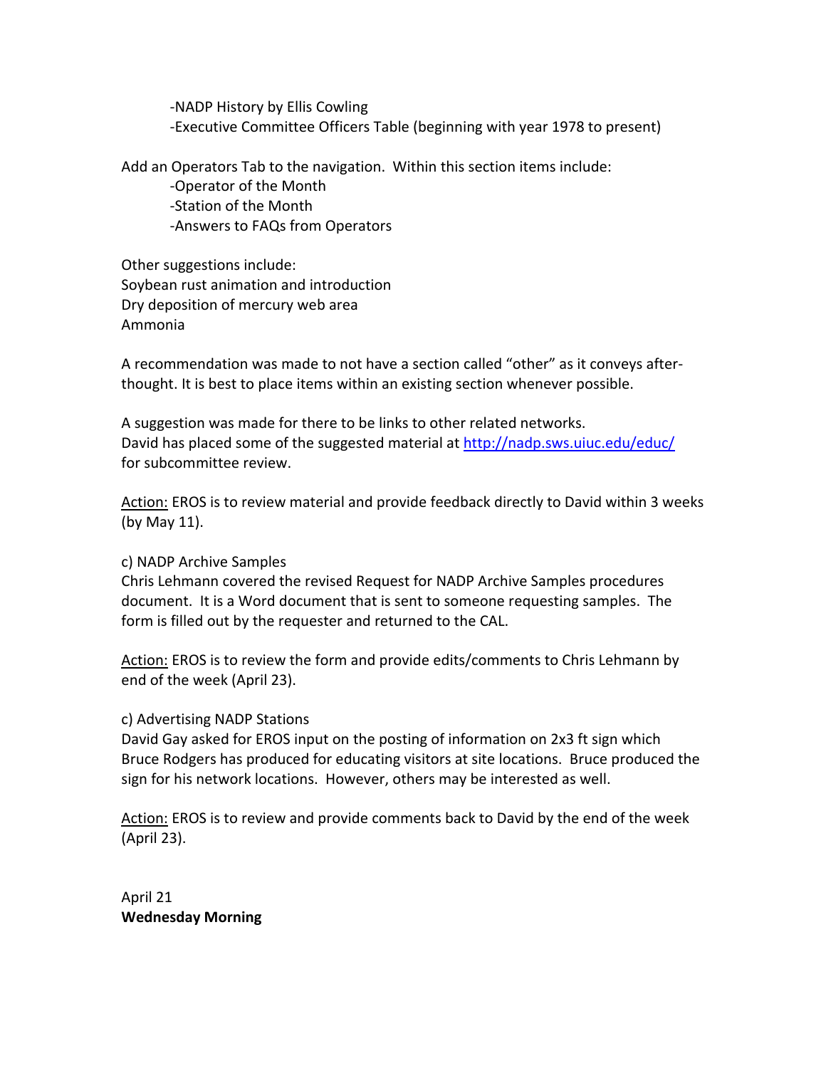- NADP History by Ellis Cowling
- Executive Committee Officers Table (beginning with year 1978 to present)

Add an Operators Tab to the navigation. Within this section items include:

- Operator of the Month
- Station of the Month
- Answers to FAQs from Operators

Other suggestions include:
Soybean rust animation and introduction
Dry deposition of mercury web area
Ammonia

A recommendation was made to not have a section called "other" as it conveys after-thought. It is best to place items within an existing section whenever possible.

A suggestion was made for there to be links to other related networks.
David has placed some of the suggested material at http://nadp.sws.uiuc.edu/educ/ for subcommittee review.

Action: EROS is to review material and provide feedback directly to David within 3 weeks (by May 11).

c) NADP Archive Samples
Chris Lehmann covered the revised Request for NADP Archive Samples procedures document. It is a Word document that is sent to someone requesting samples. The form is filled out by the requester and returned to the CAL.

Action: EROS is to review the form and provide edits/comments to Chris Lehmann by end of the week (April 23).

c) Advertising NADP Stations
David Gay asked for EROS input on the posting of information on 2x3 ft sign which Bruce Rodgers has produced for educating visitors at site locations. Bruce produced the sign for his network locations. However, others may be interested as well.

Action: EROS is to review and provide comments back to David by the end of the week (April 23).

April 21
**Wednesday Morning**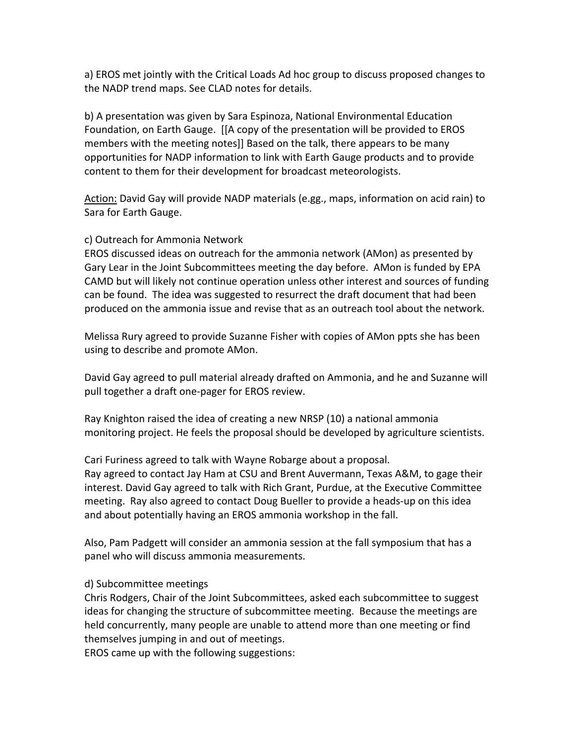a) EROS met jointly with the Critical Loads Ad hoc group to discuss proposed changes to the NADP trend maps. See CLAD notes for details.

b) A presentation was given by Sara Espinoza, National Environmental Education Foundation, on Earth Gauge. [[A copy of the presentation will be provided to EROS members with the meeting notes]] Based on the talk, there appears to be many opportunities for NADP information to link with Earth Gauge products and to provide content to them for their development for broadcast meteorologists.

Action: David Gay will provide NADP materials (e.gg., maps, information on acid rain) to Sara for Earth Gauge.

c) Outreach for Ammonia Network

EROS discussed ideas on outreach for the ammonia network (AMon) as presented by Gary Lear in the Joint Subcommittees meeting the day before. AMon is funded by EPA CAMD but will likely not continue operation unless other interest and sources of funding can be found. The idea was suggested to resurrect the draft document that had been produced on the ammonia issue and revise that as an outreach tool about the network.

Melissa Rury agreed to provide Suzanne Fisher with copies of AMon ppts she has been using to describe and promote AMon.

David Gay agreed to pull material already drafted on Ammonia, and he and Suzanne will pull together a draft one-pager for EROS review.

Ray Knighton raised the idea of creating a new NRSP (10) a national ammonia monitoring project. He feels the proposal should be developed by agriculture scientists.

Cari Furiness agreed to talk with Wayne Robarge about a proposal.
Ray agreed to contact Jay Ham at CSU and Brent Auvermann, Texas A&M, to gage their interest. David Gay agreed to talk with Rich Grant, Purdue, at the Executive Committee meeting. Ray also agreed to contact Doug Bueller to provide a heads-up on this idea and about potentially having an EROS ammonia workshop in the fall.

Also, Pam Padgett will consider an ammonia session at the fall symposium that has a panel who will discuss ammonia measurements.

d) Subcommittee meetings

Chris Rodgers, Chair of the Joint Subcommittees, asked each subcommittee to suggest ideas for changing the structure of subcommittee meeting. Because the meetings are held concurrently, many people are unable to attend more than one meeting or find themselves jumping in and out of meetings.
EROS came up with the following suggestions: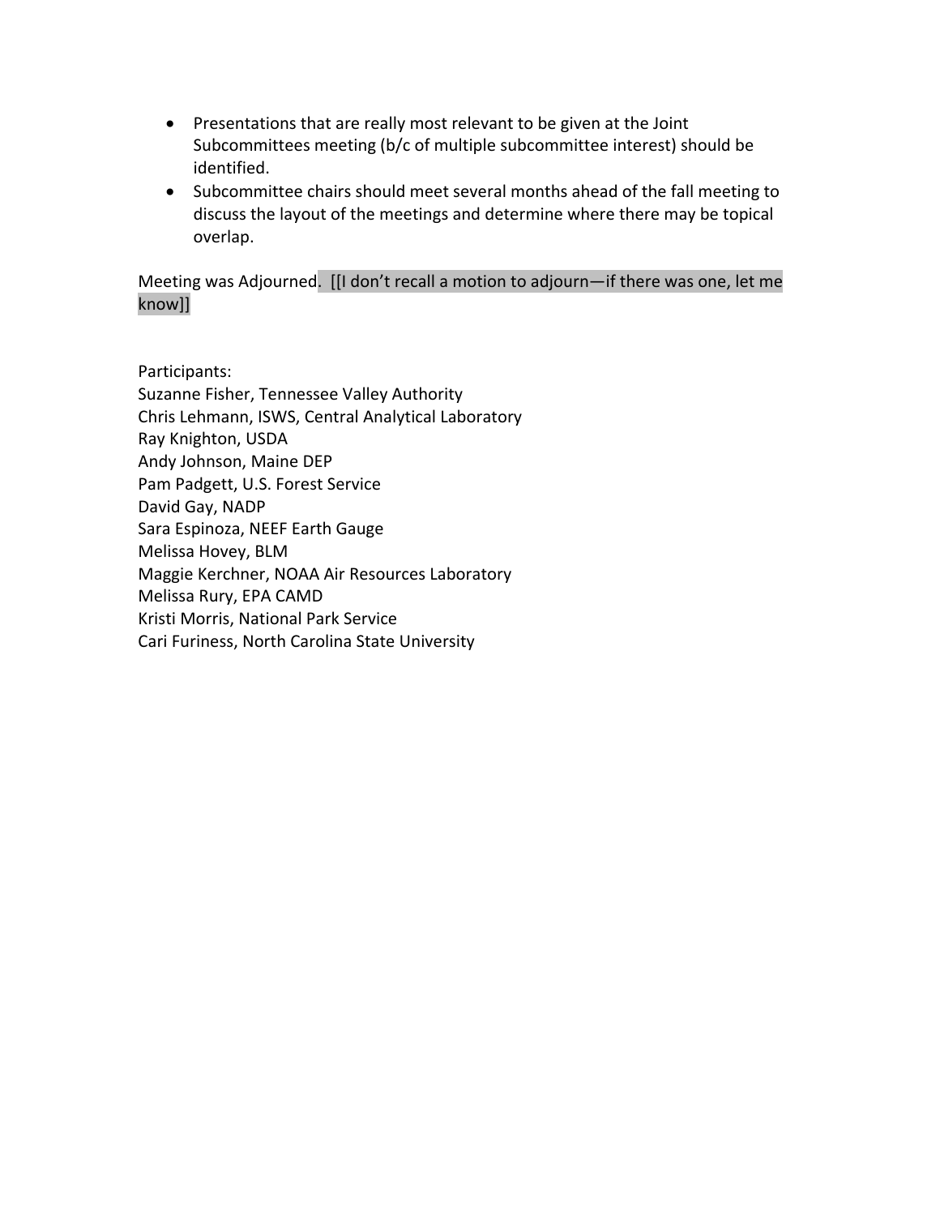- Presentations that are really most relevant to be given at the Joint Subcommittees meeting (b/c of multiple subcommittee interest) should be identified.
- Subcommittee chairs should meet several months ahead of the fall meeting to discuss the layout of the meetings and determine where there may be topical overlap.

Meeting was Adjourned. [[I don't recall a motion to adjourn—if there was one, let me know]]

Participants:
Suzanne Fisher, Tennessee Valley Authority
Chris Lehmann, ISWS, Central Analytical Laboratory
Ray Knighton, USDA
Andy Johnson, Maine DEP
Pam Padgett, U.S. Forest Service
David Gay, NADP
Sara Espinoza, NEEF Earth Gauge
Melissa Hovey, BLM
Maggie Kerchner, NOAA Air Resources Laboratory
Melissa Rury, EPA CAMD
Kristi Morris, National Park Service
Cari Furiness, North Carolina State University